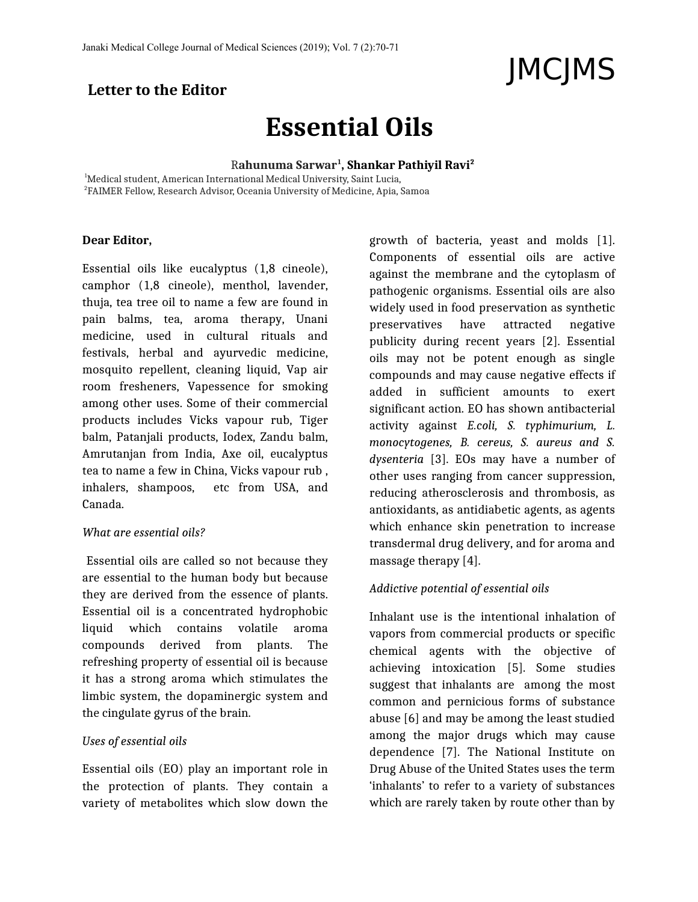**Letter to the Editor**

# Essential Oils

**Rahunuma Sarwar[1], Shankar Pathiyil Ravi[2]**

[1]Medical student, American International Medical University, Saint Lucia,
[2]FAIMER Fellow, Research Advisor, Oceania University of Medicine, Apia, Samoa

**Dear Editor,**

Essential oils like eucalyptus (1,8 cineole), camphor (1,8 cineole), menthol, lavender, thuja, tea tree oil to name a few are found in pain balms, tea, aroma therapy, Unani medicine, used in cultural rituals and festivals, herbal and ayurvedic medicine, mosquito repellent, cleaning liquid, Vap air room fresheners, Vapessence for smoking among other uses. Some of their commercial products includes Vicks vapour rub, Tiger balm, Patanjali products, Iodex, Zandu balm, Amrutanjan from India, Axe oil, eucalyptus tea to name a few in China, Vicks vapour rub , inhalers, shampoos, etc from USA, and Canada.

*What are essential oils?*

Essential oils are called so not because they are essential to the human body but because they are derived from the essence of plants. Essential oil is a concentrated hydrophobic liquid which contains volatile aroma compounds derived from plants. The refreshing property of essential oil is because it has a strong aroma which stimulates the limbic system, the dopaminergic system and the cingulate gyrus of the brain.

*Uses of essential oils*

Essential oils (EO) play an important role in the protection of plants. They contain a variety of metabolites which slow down the growth of bacteria, yeast and molds [1]. Components of essential oils are active against the membrane and the cytoplasm of pathogenic organisms. Essential oils are also widely used in food preservation as synthetic preservatives have attracted negative publicity during recent years [2]. Essential oils may not be potent enough as single compounds and may cause negative effects if added in sufficient amounts to exert significant action. EO has shown antibacterial activity against *E.coli, S. typhimurium, L. monocytogenes, B. cereus, S. aureus and S. dysenteria* [3]. EOs may have a number of other uses ranging from cancer suppression, reducing atherosclerosis and thrombosis, as antioxidants, as antidiabetic agents, as agents which enhance skin penetration to increase transdermal drug delivery, and for aroma and massage therapy [4].

*Addictive potential of essential oils*

Inhalant use is the intentional inhalation of vapors from commercial products or specific chemical agents with the objective of achieving intoxication [5]. Some studies suggest that inhalants are among the most common and pernicious forms of substance abuse [6] and may be among the least studied among the major drugs which may cause dependence [7]. The National Institute on Drug Abuse of the United States uses the term 'inhalants' to refer to a variety of substances which are rarely taken by route other than by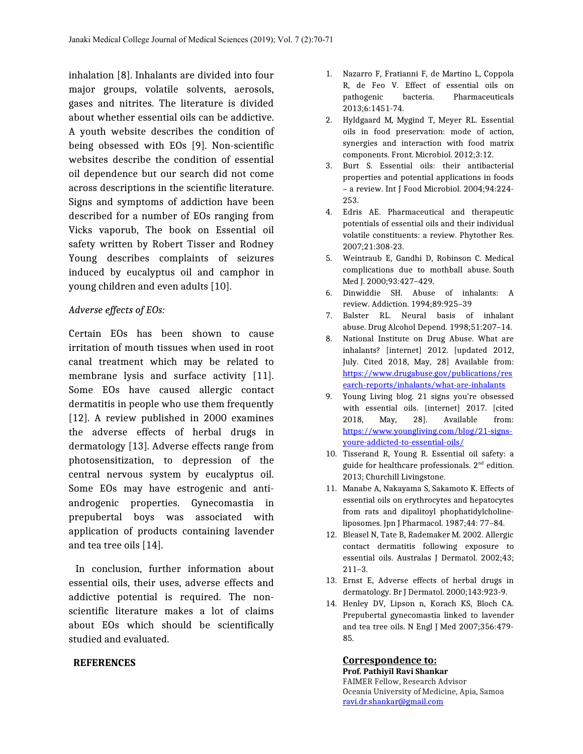inhalation [8]. Inhalants are divided into four major groups, volatile solvents, aerosols, gases and nitrites. The literature is divided about whether essential oils can be addictive. A youth website describes the condition of being obsessed with EOs [9]. Non-scientific websites describe the condition of essential oil dependence but our search did not come across descriptions in the scientific literature. Signs and symptoms of addiction have been described for a number of EOs ranging from Vicks vaporub, The book on Essential oil safety written by Robert Tisser and Rodney Young describes complaints of seizures induced by eucalyptus oil and camphor in young children and even adults [10].

*Adverse effects of EOs:*

Certain EOs has been shown to cause irritation of mouth tissues when used in root canal treatment which may be related to membrane lysis and surface activity [11]. Some EOs have caused allergic contact dermatitis in people who use them frequently [12]. A review published in 2000 examines the adverse effects of herbal drugs in dermatology [13]. Adverse effects range from photosensitization, to depression of the central nervous system by eucalyptus oil. Some EOs may have estrogenic and anti-androgenic properties. Gynecomastia in prepubertal boys was associated with application of products containing lavender and tea tree oils [14].

In conclusion, further information about essential oils, their uses, adverse effects and addictive potential is required. The non-scientific literature makes a lot of claims about EOs which should be scientifically studied and evaluated.

## REFERENCES

1. Nazarro F, Fratianni F, de Martino L, Coppola R, de Feo V. Effect of essential oils on pathogenic bacteria. Pharmaceuticals 2013;6:1451-74.
2. Hyldgaard M, Mygind T, Meyer RL. Essential oils in food preservation: mode of action, synergies and interaction with food matrix components. Front. Microbiol. 2012;3:12.
3. Burt S. Essential oils: their antibacterial properties and potential applications in foods – a review. Int J Food Microbiol. 2004;94:224-253.
4. Edris AE. Pharmaceutical and therapeutic potentials of essential oils and their individual volatile constituents: a review. Phytother Res. 2007;21:308-23.
5. Weintraub E, Gandhi D, Robinson C. Medical complications due to mothball abuse. South Med J. 2000;93:427–429.
6. Dinwiddie SH. Abuse of inhalants: A review. Addiction. 1994;89:925–39
7. Balster RL. Neural basis of inhalant abuse. Drug Alcohol Depend. 1998;51:207–14.
8. National Institute on Drug Abuse. What are inhalants? [internet] 2012. [updated 2012, July. Cited 2018, May, 28] Available from: https://www.drugabuse.gov/publications/research-reports/inhalants/what-are-inhalants
9. Young Living blog. 21 signs you're obsessed with essential oils. [internet] 2017. [cited 2018, May, 28]. Available from: https://www.youngliving.com/blog/21-signs-youre-addicted-to-essential-oils/
10. Tisserand R, Young R. Essential oil safety: a guide for healthcare professionals. 2nd edition. 2013; Churchill Livingstone.
11. Manabe A, Nakayama S, Sakamoto K. Effects of essential oils on erythrocytes and hepatocytes from rats and dipalitoyl phophatidylcholine-liposomes. Jpn J Pharmacol. 1987;44: 77–84.
12. Bleasel N, Tate B, Rademaker M. 2002. Allergic contact dermatitis following exposure to essential oils. Australas J Dermatol. 2002;43; 211–3.
13. Ernst E, Adverse effects of herbal drugs in dermatology. Br J Dermatol. 2000;143:923-9.
14. Henley DV, Lipson n, Korach KS, Bloch CA. Prepubertal gynecomastia linked to lavender and tea tree oils. N Engl J Med 2007;356:479-85.

**Correspondence to:**
**Prof. Pathiyil Ravi Shankar**
FAIMER Fellow, Research Advisor
Oceania University of Medicine, Apia, Samoa
ravi.dr.shankar@gmail.com